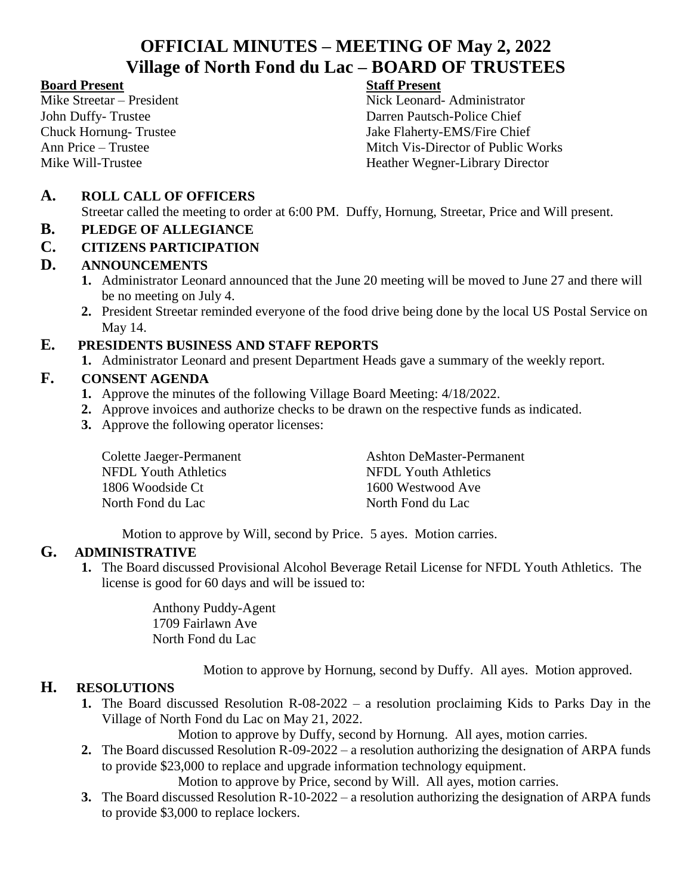# OFFICIAL MINUTES – MEETING OF May 2, 2022
# Village of North Fond du Lac – BOARD OF TRUSTEES

**Board Present**
Mike Streetar – President
John Duffy- Trustee
Chuck Hornung- Trustee
Ann Price – Trustee
Mike Will-Trustee

**Staff Present**
Nick Leonard- Administrator
Darren Pautsch-Police Chief
Jake Flaherty-EMS/Fire Chief
Mitch Vis-Director of Public Works
Heather Wegner-Library Director

## A. ROLL CALL OF OFFICERS

Streetar called the meeting to order at 6:00 PM. Duffy, Hornung, Streetar, Price and Will present.

## B. PLEDGE OF ALLEGIANCE

## C. CITIZENS PARTICIPATION

## D. ANNOUNCEMENTS

1. Administrator Leonard announced that the June 20 meeting will be moved to June 27 and there will be no meeting on July 4.
2. President Streetar reminded everyone of the food drive being done by the local US Postal Service on May 14.

## E. PRESIDENTS BUSINESS AND STAFF REPORTS

1. Administrator Leonard and present Department Heads gave a summary of the weekly report.

## F. CONSENT AGENDA

1. Approve the minutes of the following Village Board Meeting: 4/18/2022.
2. Approve invoices and authorize checks to be drawn on the respective funds as indicated.
3. Approve the following operator licenses:

Colette Jaeger-Permanent
NFDL Youth Athletics
1806 Woodside Ct
North Fond du Lac

Ashton DeMaster-Permanent
NFDL Youth Athletics
1600 Westwood Ave
North Fond du Lac

Motion to approve by Will, second by Price. 5 ayes. Motion carries.

## G. ADMINISTRATIVE

1. The Board discussed Provisional Alcohol Beverage Retail License for NFDL Youth Athletics. The license is good for 60 days and will be issued to:

   Anthony Puddy-Agent
   1709 Fairlawn Ave
   North Fond du Lac

   Motion to approve by Hornung, second by Duffy. All ayes. Motion approved.

## H. RESOLUTIONS

1. The Board discussed Resolution R-08-2022 – a resolution proclaiming Kids to Parks Day in the Village of North Fond du Lac on May 21, 2022.
   Motion to approve by Duffy, second by Hornung. All ayes, motion carries.
2. The Board discussed Resolution R-09-2022 – a resolution authorizing the designation of ARPA funds to provide $23,000 to replace and upgrade information technology equipment.
   Motion to approve by Price, second by Will. All ayes, motion carries.
3. The Board discussed Resolution R-10-2022 – a resolution authorizing the designation of ARPA funds to provide $3,000 to replace lockers.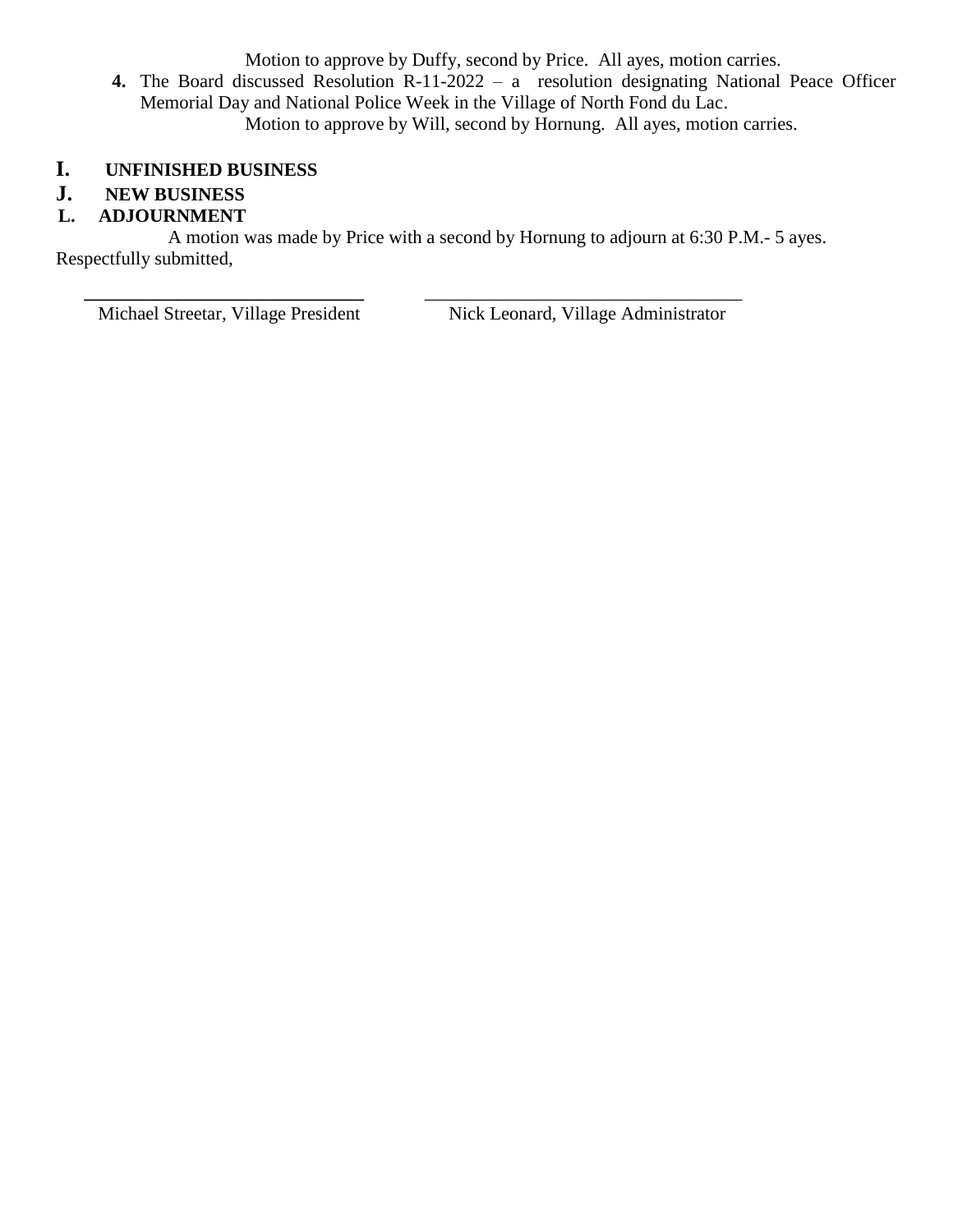Motion to approve by Duffy, second by Price. All ayes, motion carries.

4. The Board discussed Resolution R-11-2022 – a resolution designating National Peace Officer Memorial Day and National Police Week in the Village of North Fond du Lac.

   Motion to approve by Will, second by Hornung. All ayes, motion carries.

## I. UNFINISHED BUSINESS

## J. NEW BUSINESS

## L. ADJOURNMENT

A motion was made by Price with a second by Hornung to adjourn at 6:30 P.M.- 5 ayes.

Respectfully submitted,

______________________________ ______________________________

Michael Streetar, Village President Nick Leonard, Village Administrator